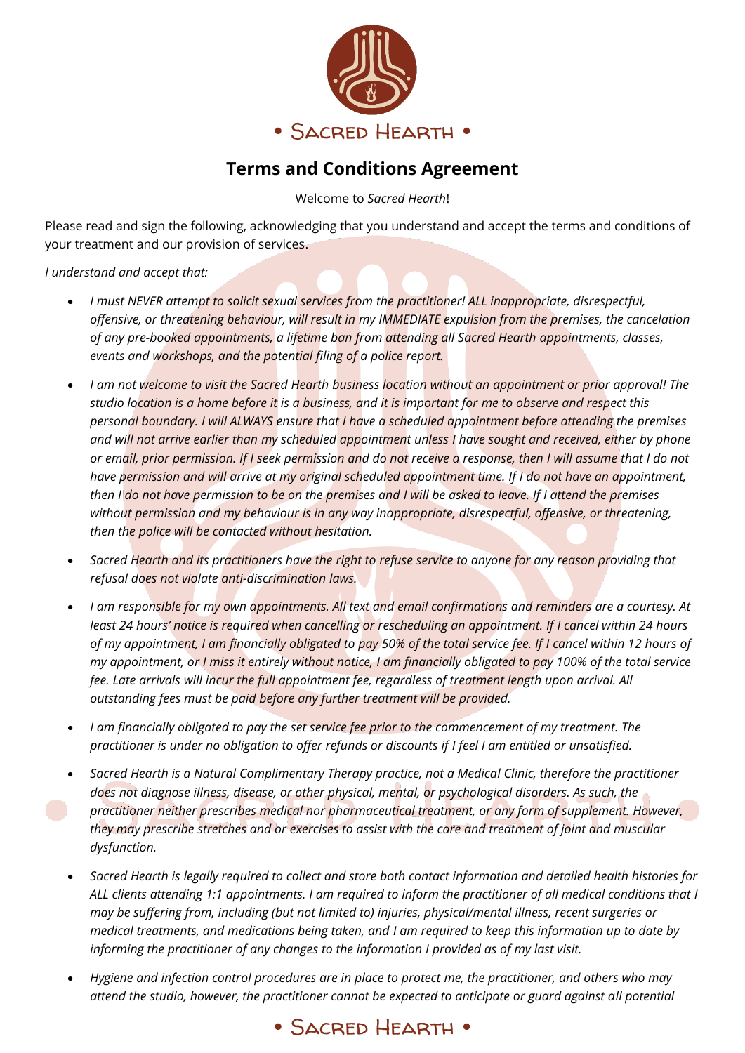• Sacred Hearth •

# Terms and Conditions Agreement

Welcome to *Sacred Hearth*!

Please read and sign the following, acknowledging that you understand and accept the terms and conditions of your treatment and our provision of services.

*I understand and accept that:*

- *I must NEVER attempt to solicit sexual services from the practitioner! ALL inappropriate, disrespectful, offensive, or threatening behaviour, will result in my IMMEDIATE expulsion from the premises, the cancelation of any pre-booked appointments, a lifetime ban from attending all Sacred Hearth appointments, classes, events and workshops, and the potential filing of a police report.*
- *I am not welcome to visit the Sacred Hearth business location without an appointment or prior approval! The studio location is a home before it is a business, and it is important for me to observe and respect this personal boundary. I will ALWAYS ensure that I have a scheduled appointment before attending the premises and will not arrive earlier than my scheduled appointment unless I have sought and received, either by phone or email, prior permission. If I seek permission and do not receive a response, then I will assume that I do not have permission and will arrive at my original scheduled appointment time. If I do not have an appointment, then I do not have permission to be on the premises and I will be asked to leave. If I attend the premises without permission and my behaviour is in any way inappropriate, disrespectful, offensive, or threatening, then the police will be contacted without hesitation.*
- *Sacred Hearth and its practitioners have the right to refuse service to anyone for any reason providing that refusal does not violate anti-discrimination laws.*
- *I am responsible for my own appointments. All text and email confirmations and reminders are a courtesy. At least 24 hours' notice is required when cancelling or rescheduling an appointment. If I cancel within 24 hours of my appointment, I am financially obligated to pay 50% of the total service fee. If I cancel within 12 hours of my appointment, or I miss it entirely without notice, I am financially obligated to pay 100% of the total service fee. Late arrivals will incur the full appointment fee, regardless of treatment length upon arrival. All outstanding fees must be paid before any further treatment will be provided.*
- *I am financially obligated to pay the set service fee prior to the commencement of my treatment. The practitioner is under no obligation to offer refunds or discounts if I feel I am entitled or unsatisfied.*
- *Sacred Hearth is a Natural Complimentary Therapy practice, not a Medical Clinic, therefore the practitioner does not diagnose illness, disease, or other physical, mental, or psychological disorders. As such, the practitioner neither prescribes medical nor pharmaceutical treatment, or any form of supplement. However, they may prescribe stretches and or exercises to assist with the care and treatment of joint and muscular dysfunction.*
- *Sacred Hearth is legally required to collect and store both contact information and detailed health histories for ALL clients attending 1:1 appointments. I am required to inform the practitioner of all medical conditions that I may be suffering from, including (but not limited to) injuries, physical/mental illness, recent surgeries or medical treatments, and medications being taken, and I am required to keep this information up to date by informing the practitioner of any changes to the information I provided as of my last visit.*
- *Hygiene and infection control procedures are in place to protect me, the practitioner, and others who may attend the studio, however, the practitioner cannot be expected to anticipate or guard against all potential*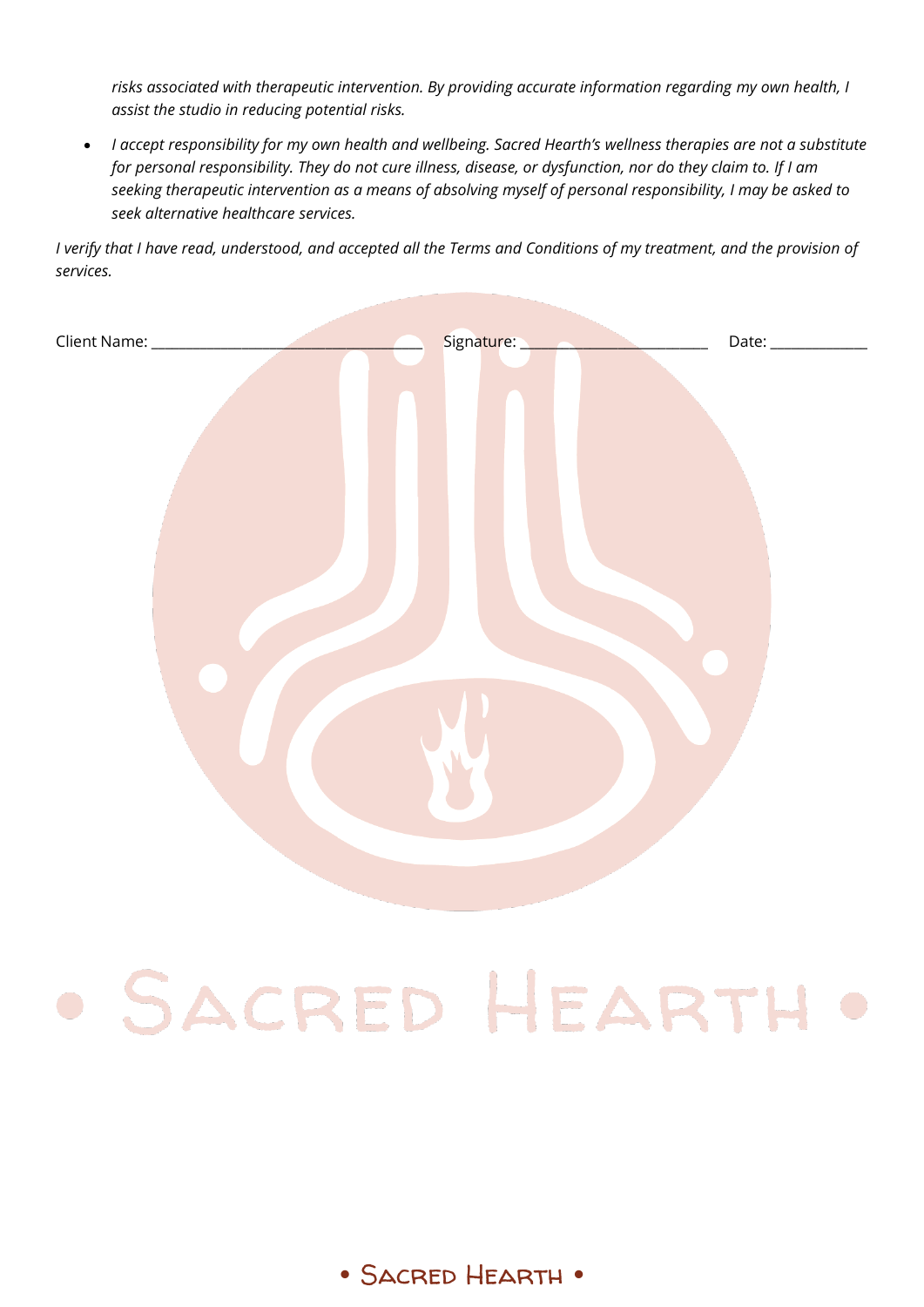*risks associated with therapeutic intervention. By providing accurate information regarding my own health, I assist the studio in reducing potential risks.*

- *I accept responsibility for my own health and wellbeing. Sacred Hearth's wellness therapies are not a substitute for personal responsibility. They do not cure illness, disease, or dysfunction, nor do they claim to. If I am seeking therapeutic intervention as a means of absolving myself of personal responsibility, I may be asked to seek alternative healthcare services.*

*I verify that I have read, understood, and accepted all the Terms and Conditions of my treatment, and the provision of services.*

Client Name: ____________________________________ Signature: ________________________ Date: _____________

• Sacred Hearth •